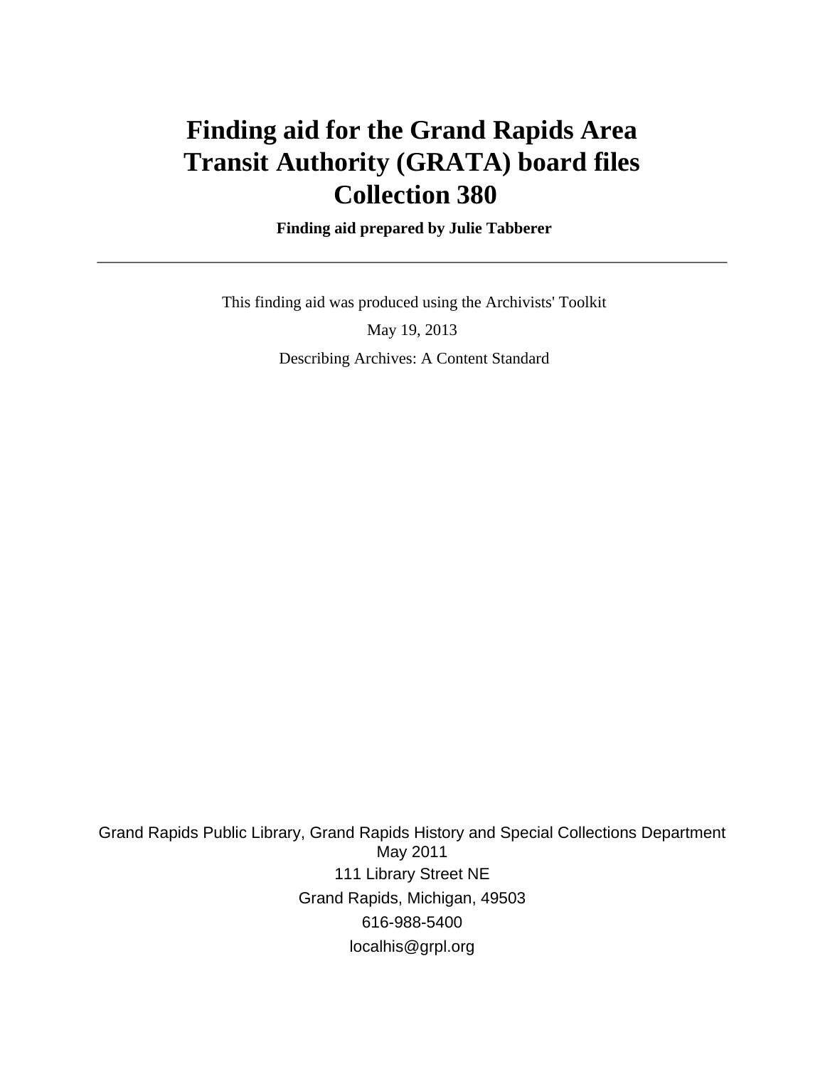# Finding aid for the Grand Rapids Area Transit Authority (GRATA) board files Collection 380

**Finding aid prepared by Julie Tabberer**

---

This finding aid was produced using the Archivists' Toolkit

May 19, 2013

Describing Archives: A Content Standard

Grand Rapids Public Library, Grand Rapids History and Special Collections Department
May 2011
111 Library Street NE
Grand Rapids, Michigan, 49503
616-988-5400
localhis@grpl.org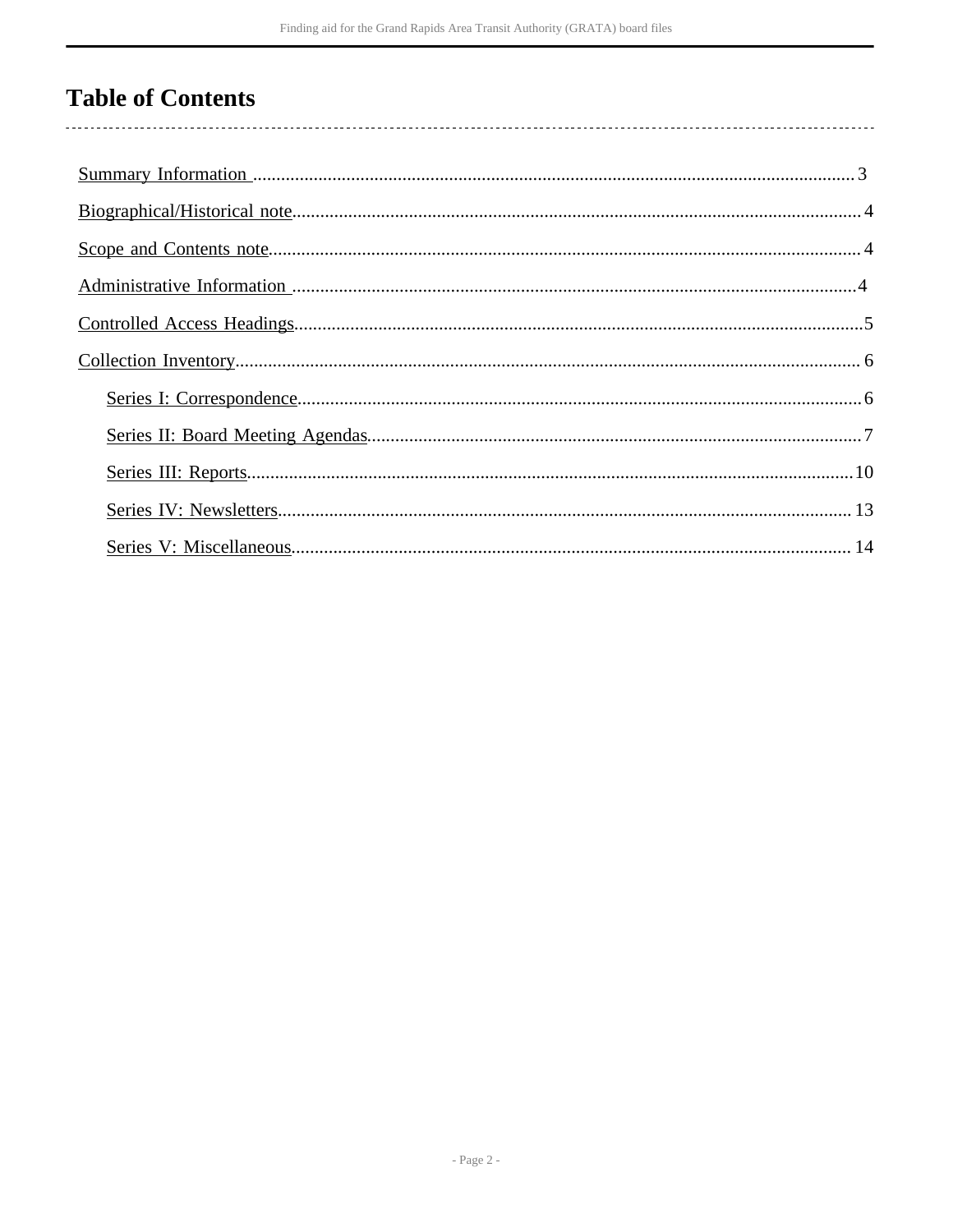# Table of Contents

- Summary Information ..... 3
- Biographical/Historical note ..... 4
- Scope and Contents note ..... 4
- Administrative Information ..... 4
- Controlled Access Headings ..... 5
- Collection Inventory ..... 6
  - Series I: Correspondence ..... 6
  - Series II: Board Meeting Agendas ..... 7
  - Series III: Reports ..... 10
  - Series IV: Newsletters ..... 13
  - Series V: Miscellaneous ..... 14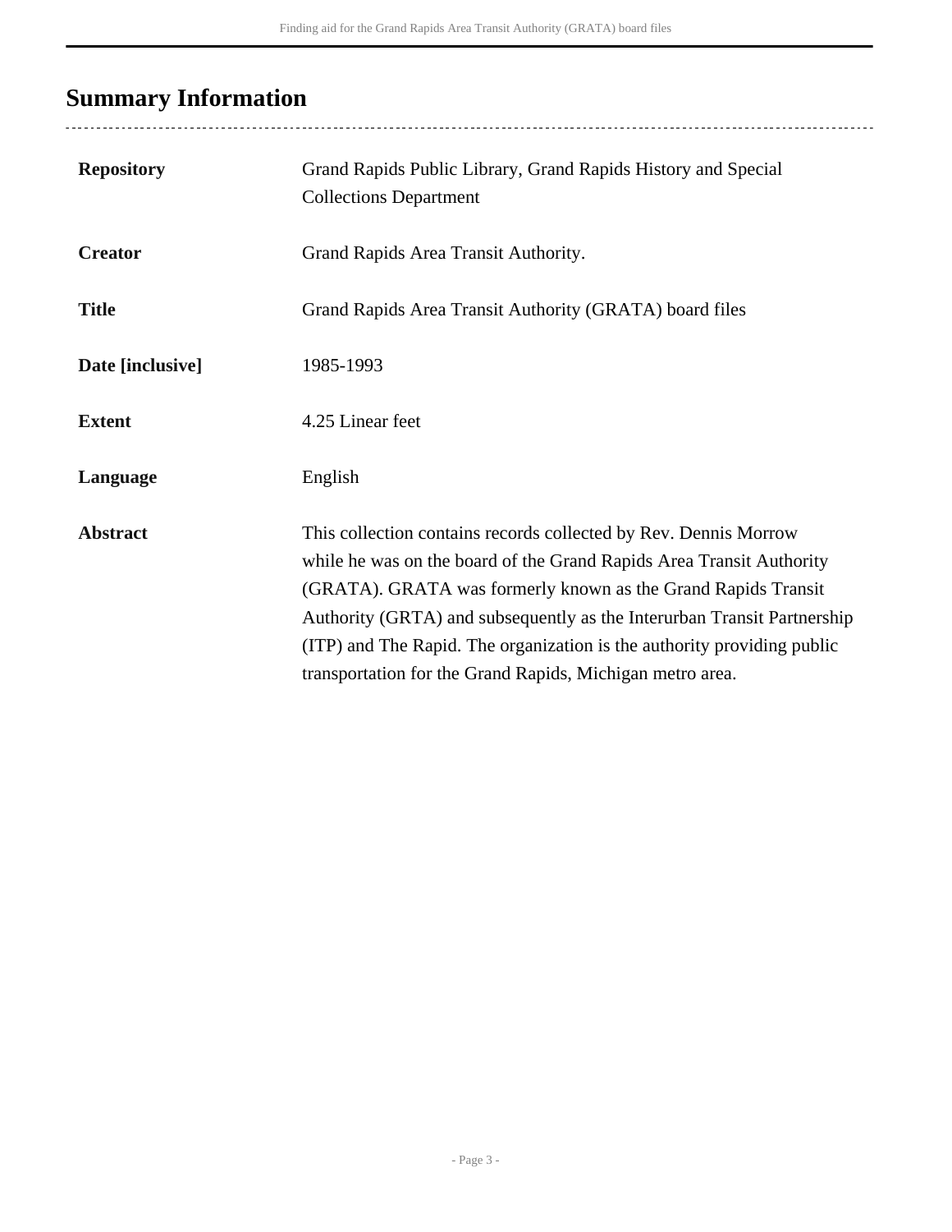## Summary Information

| | |
|---|---|
| **Repository** | Grand Rapids Public Library, Grand Rapids History and Special Collections Department |
| **Creator** | Grand Rapids Area Transit Authority. |
| **Title** | Grand Rapids Area Transit Authority (GRATA) board files |
| **Date [inclusive]** | 1985-1993 |
| **Extent** | 4.25 Linear feet |
| **Language** | English |
| **Abstract** | This collection contains records collected by Rev. Dennis Morrow while he was on the board of the Grand Rapids Area Transit Authority (GRATA). GRATA was formerly known as the Grand Rapids Transit Authority (GRTA) and subsequently as the Interurban Transit Partnership (ITP) and The Rapid. The organization is the authority providing public transportation for the Grand Rapids, Michigan metro area. |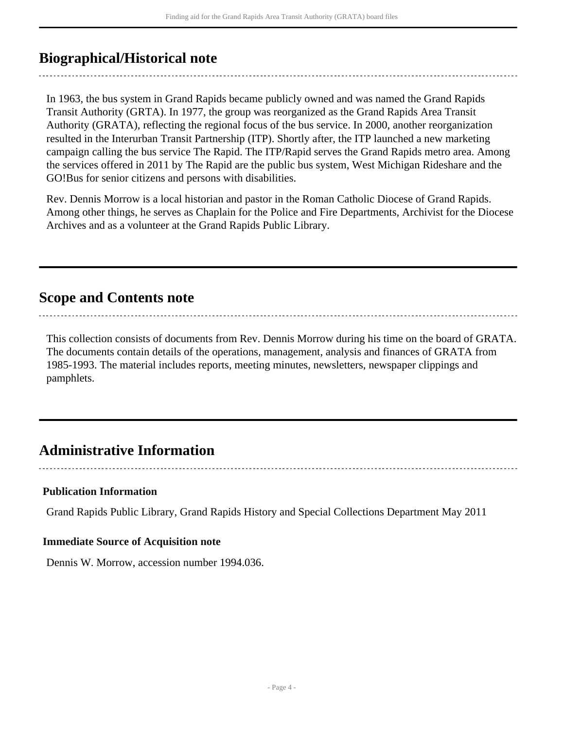## Biographical/Historical note

In 1963, the bus system in Grand Rapids became publicly owned and was named the Grand Rapids Transit Authority (GRTA). In 1977, the group was reorganized as the Grand Rapids Area Transit Authority (GRATA), reflecting the regional focus of the bus service. In 2000, another reorganization resulted in the Interurban Transit Partnership (ITP). Shortly after, the ITP launched a new marketing campaign calling the bus service The Rapid. The ITP/Rapid serves the Grand Rapids metro area. Among the services offered in 2011 by The Rapid are the public bus system, West Michigan Rideshare and the GO!Bus for senior citizens and persons with disabilities.

Rev. Dennis Morrow is a local historian and pastor in the Roman Catholic Diocese of Grand Rapids. Among other things, he serves as Chaplain for the Police and Fire Departments, Archivist for the Diocese Archives and as a volunteer at the Grand Rapids Public Library.

## Scope and Contents note

This collection consists of documents from Rev. Dennis Morrow during his time on the board of GRATA. The documents contain details of the operations, management, analysis and finances of GRATA from 1985-1993. The material includes reports, meeting minutes, newsletters, newspaper clippings and pamphlets.

## Administrative Information

### Publication Information

Grand Rapids Public Library, Grand Rapids History and Special Collections Department May 2011

### Immediate Source of Acquisition note

Dennis W. Morrow, accession number 1994.036.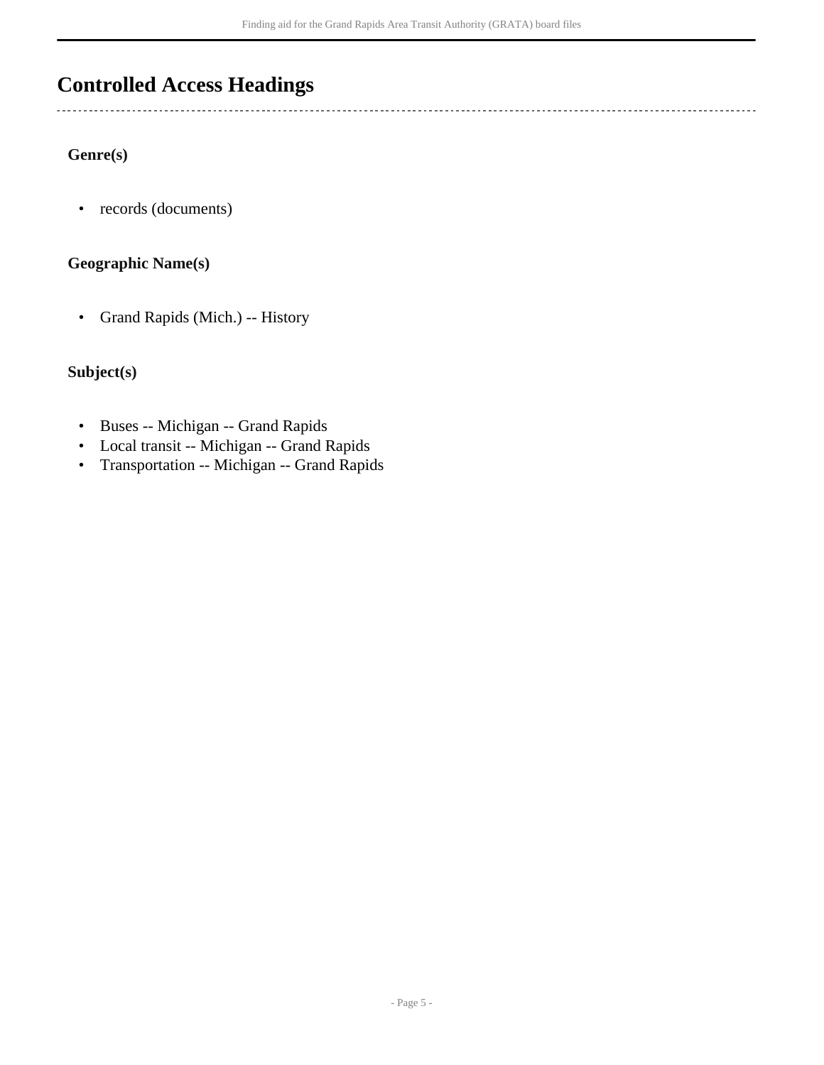## Controlled Access Headings

### Genre(s)

- records (documents)

### Geographic Name(s)

- Grand Rapids (Mich.) -- History

### Subject(s)

- Buses -- Michigan -- Grand Rapids
- Local transit -- Michigan -- Grand Rapids
- Transportation -- Michigan -- Grand Rapids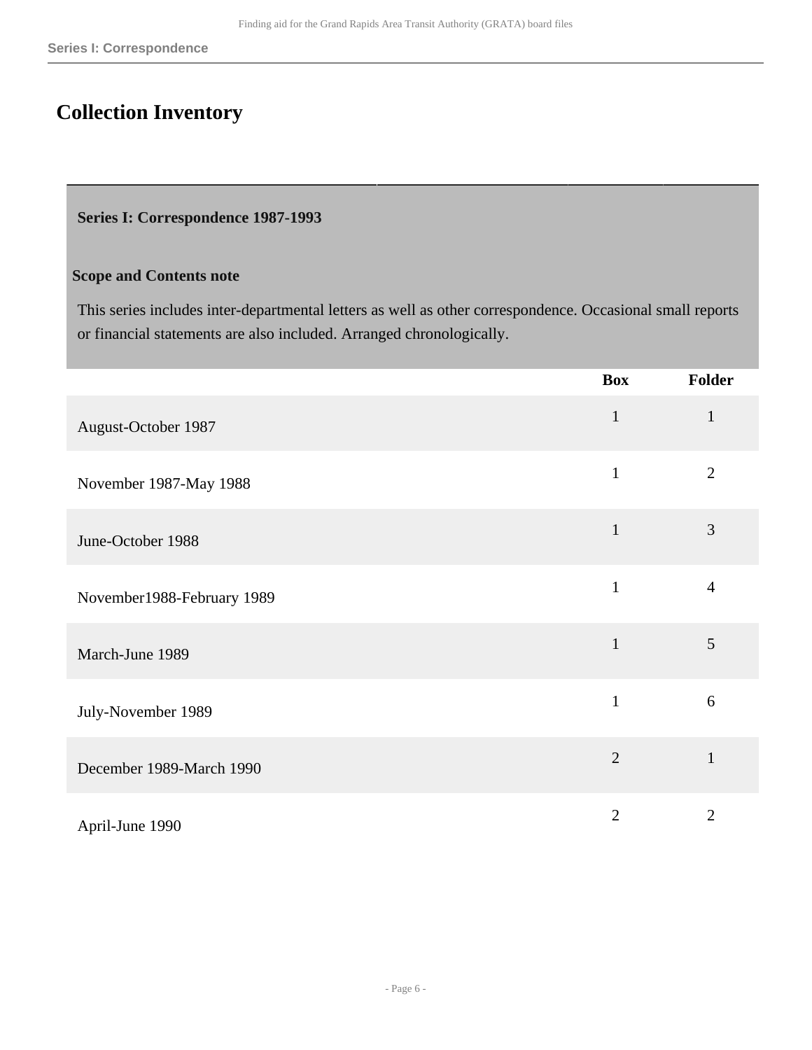# Collection Inventory

### Series I: Correspondence 1987-1993

**Scope and Contents note**

This series includes inter-departmental letters as well as other correspondence. Occasional small reports or financial statements are also included. Arranged chronologically.

| | Box | Folder |
|---|---|---|
| August-October 1987 | 1 | 1 |
| November 1987-May 1988 | 1 | 2 |
| June-October 1988 | 1 | 3 |
| November1988-February 1989 | 1 | 4 |
| March-June 1989 | 1 | 5 |
| July-November 1989 | 1 | 6 |
| December 1989-March 1990 | 2 | 1 |
| April-June 1990 | 2 | 2 |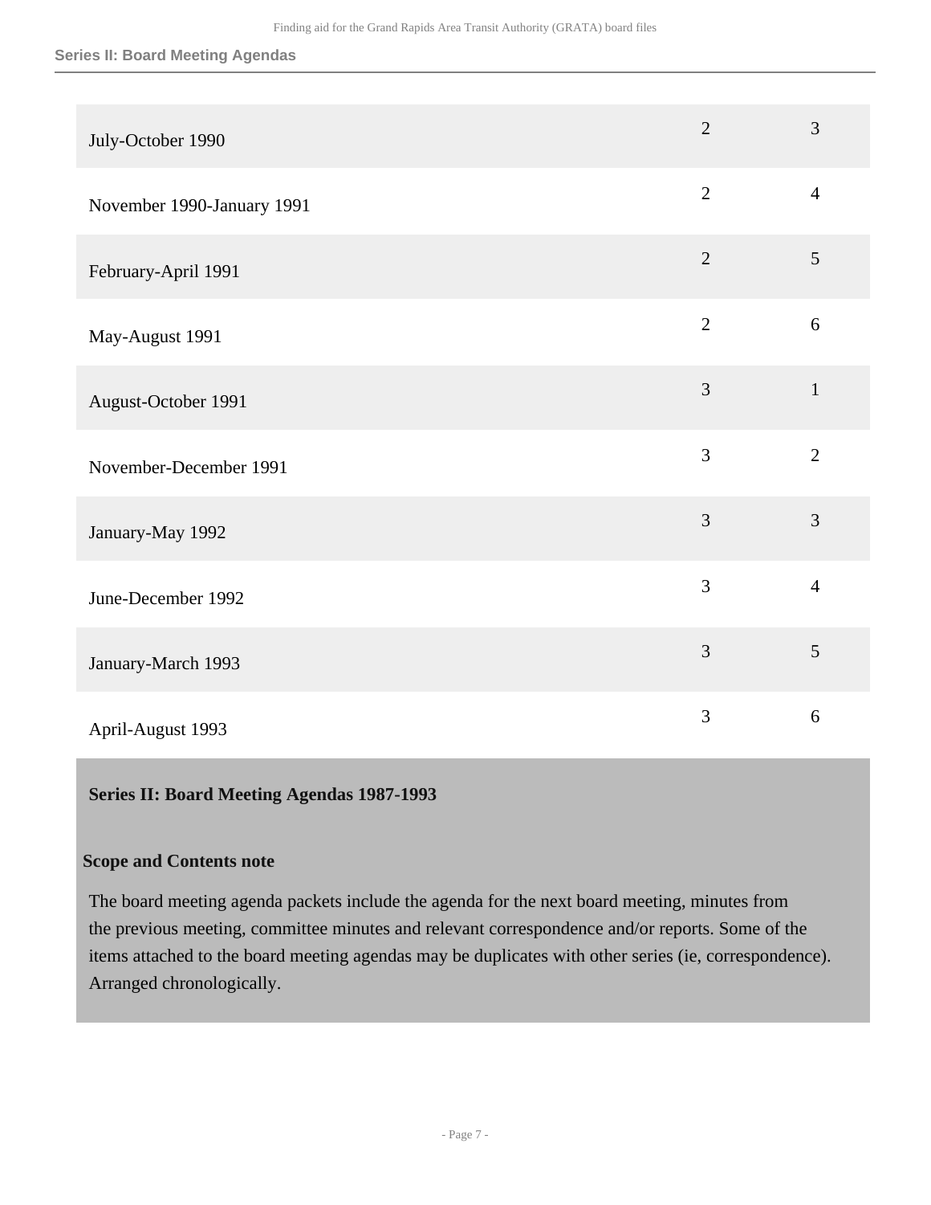| | | |
|---|---|---|
| July-October 1990 | 2 | 3 |
| November 1990-January 1991 | 2 | 4 |
| February-April 1991 | 2 | 5 |
| May-August 1991 | 2 | 6 |
| August-October 1991 | 3 | 1 |
| November-December 1991 | 3 | 2 |
| January-May 1992 | 3 | 3 |
| June-December 1992 | 3 | 4 |
| January-March 1993 | 3 | 5 |
| April-August 1993 | 3 | 6 |

**Series II: Board Meeting Agendas 1987-1993**

**Scope and Contents note**

The board meeting agenda packets include the agenda for the next board meeting, minutes from the previous meeting, committee minutes and relevant correspondence and/or reports. Some of the items attached to the board meeting agendas may be duplicates with other series (ie, correspondence). Arranged chronologically.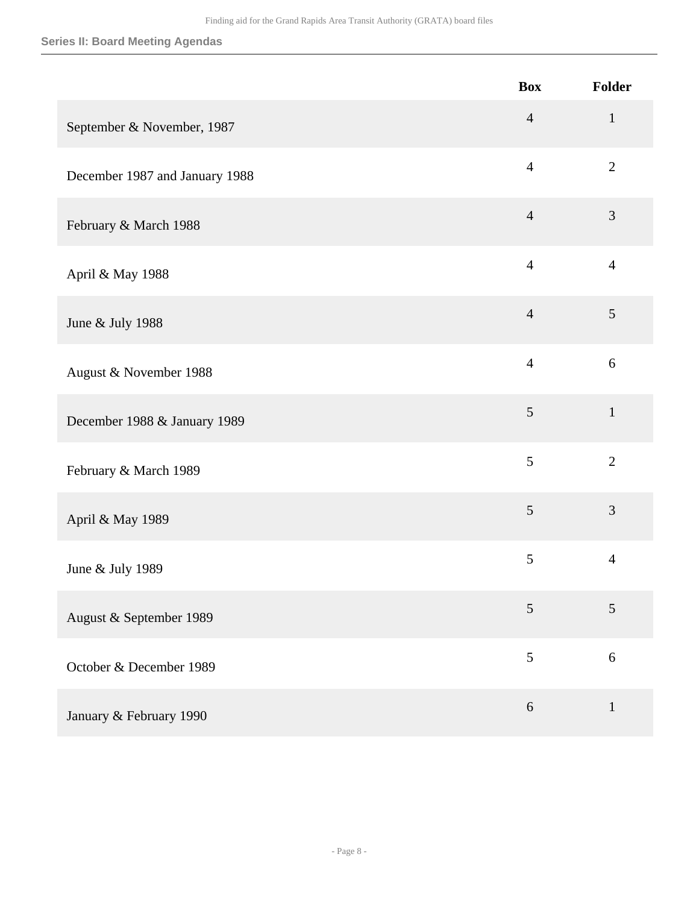### Series II: Board Meeting Agendas

| | Box | Folder |
|---|---|---|
| September & November, 1987 | 4 | 1 |
| December 1987 and January 1988 | 4 | 2 |
| February & March 1988 | 4 | 3 |
| April & May 1988 | 4 | 4 |
| June & July 1988 | 4 | 5 |
| August & November 1988 | 4 | 6 |
| December 1988 & January 1989 | 5 | 1 |
| February & March 1989 | 5 | 2 |
| April & May 1989 | 5 | 3 |
| June & July 1989 | 5 | 4 |
| August & September 1989 | 5 | 5 |
| October & December 1989 | 5 | 6 |
| January & February 1990 | 6 | 1 |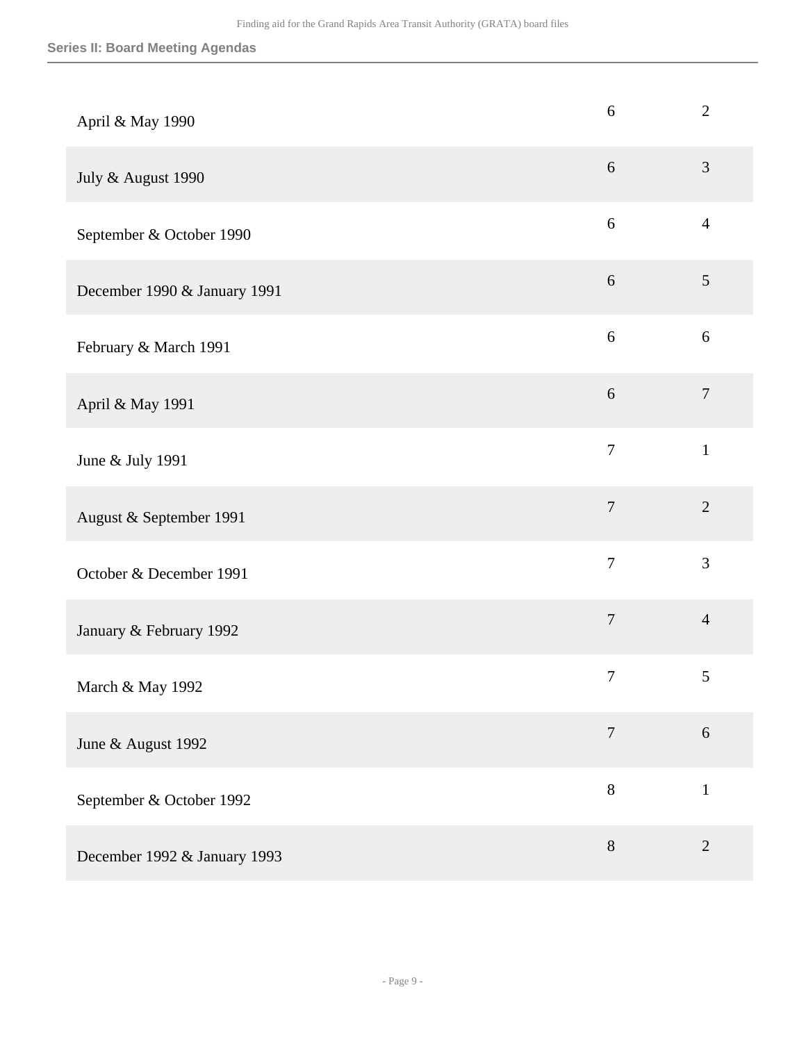| | | |
|---|---|---|
| April & May 1990 | 6 | 2 |
| July & August 1990 | 6 | 3 |
| September & October 1990 | 6 | 4 |
| December 1990 & January 1991 | 6 | 5 |
| February & March 1991 | 6 | 6 |
| April & May 1991 | 6 | 7 |
| June & July 1991 | 7 | 1 |
| August & September 1991 | 7 | 2 |
| October & December 1991 | 7 | 3 |
| January & February 1992 | 7 | 4 |
| March & May 1992 | 7 | 5 |
| June & August 1992 | 7 | 6 |
| September & October 1992 | 8 | 1 |
| December 1992 & January 1993 | 8 | 2 |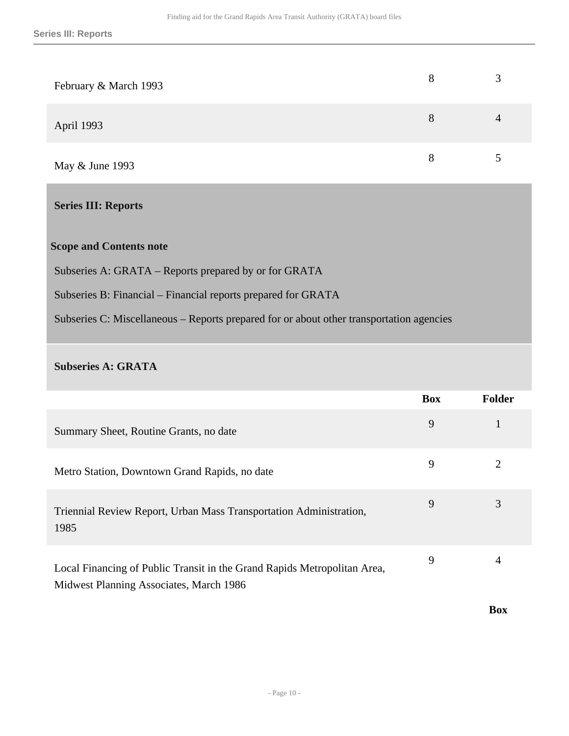| | Box | Folder |
|---|---|---|
| February & March 1993 | 8 | 3 |
| April 1993 | 8 | 4 |
| May & June 1993 | 8 | 5 |

## Series III: Reports

**Scope and Contents note**

Subseries A: GRATA – Reports prepared by or for GRATA

Subseries B: Financial – Financial reports prepared for GRATA

Subseries C: Miscellaneous – Reports prepared for or about other transportation agencies

### Subseries A: GRATA

| | Box | Folder |
|---|---|---|
| Summary Sheet, Routine Grants, no date | 9 | 1 |
| Metro Station, Downtown Grand Rapids, no date | 9 | 2 |
| Triennial Review Report, Urban Mass Transportation Administration, 1985 | 9 | 3 |
| Local Financing of Public Transit in the Grand Rapids Metropolitan Area, Midwest Planning Associates, March 1986 | 9 | 4 |

**Box**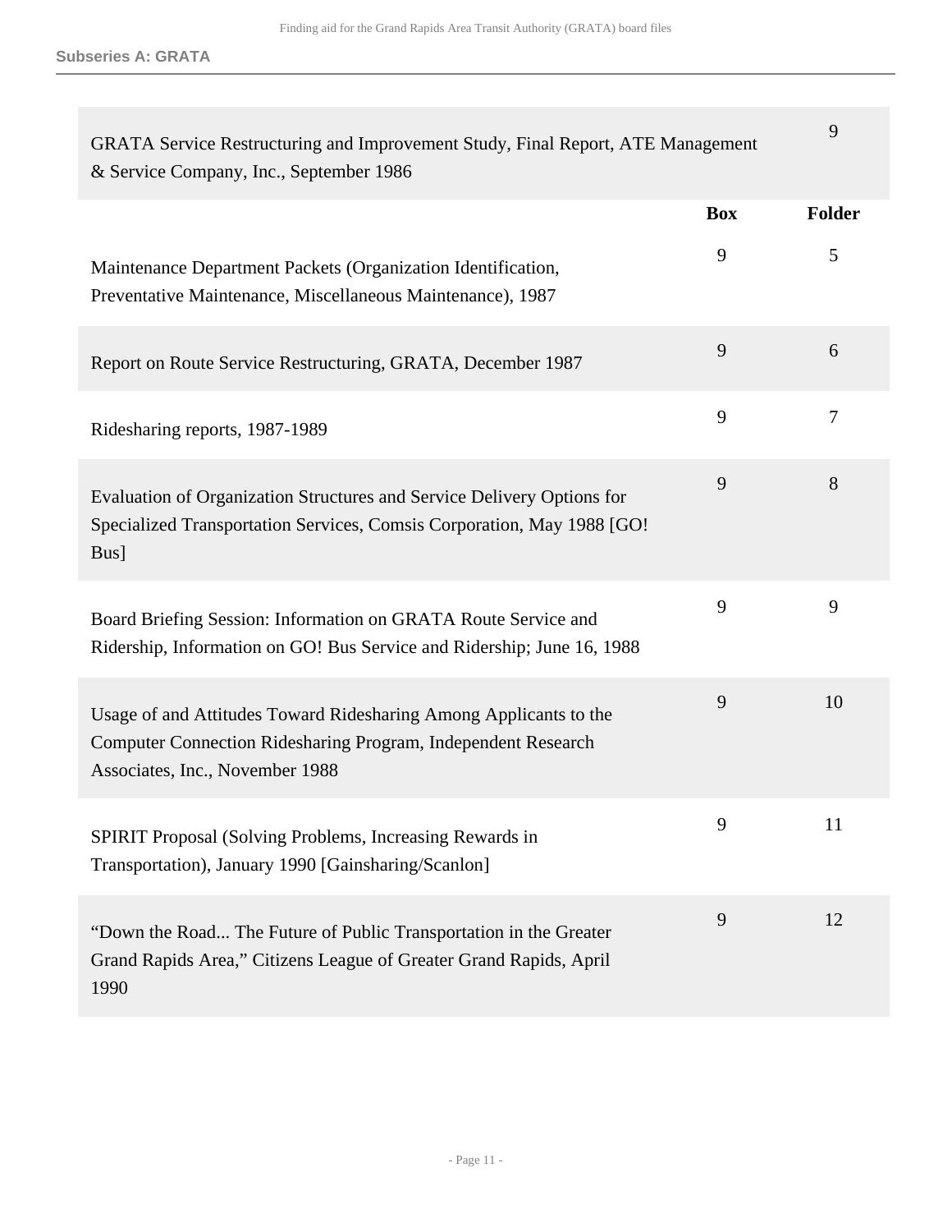**Subseries A: GRATA**

| | Box | Folder |
|---|---|---|
| GRATA Service Restructuring and Improvement Study, Final Report, ATE Management & Service Company, Inc., September 1986 | | 9 |
| Maintenance Department Packets (Organization Identification, Preventative Maintenance, Miscellaneous Maintenance), 1987 | 9 | 5 |
| Report on Route Service Restructuring, GRATA, December 1987 | 9 | 6 |
| Ridesharing reports, 1987-1989 | 9 | 7 |
| Evaluation of Organization Structures and Service Delivery Options for Specialized Transportation Services, Comsis Corporation, May 1988 [GO! Bus] | 9 | 8 |
| Board Briefing Session: Information on GRATA Route Service and Ridership, Information on GO! Bus Service and Ridership; June 16, 1988 | 9 | 9 |
| Usage of and Attitudes Toward Ridesharing Among Applicants to the Computer Connection Ridesharing Program, Independent Research Associates, Inc., November 1988 | 9 | 10 |
| SPIRIT Proposal (Solving Problems, Increasing Rewards in Transportation), January 1990 [Gainsharing/Scanlon] | 9 | 11 |
| "Down the Road... The Future of Public Transportation in the Greater Grand Rapids Area," Citizens League of Greater Grand Rapids, April 1990 | 9 | 12 |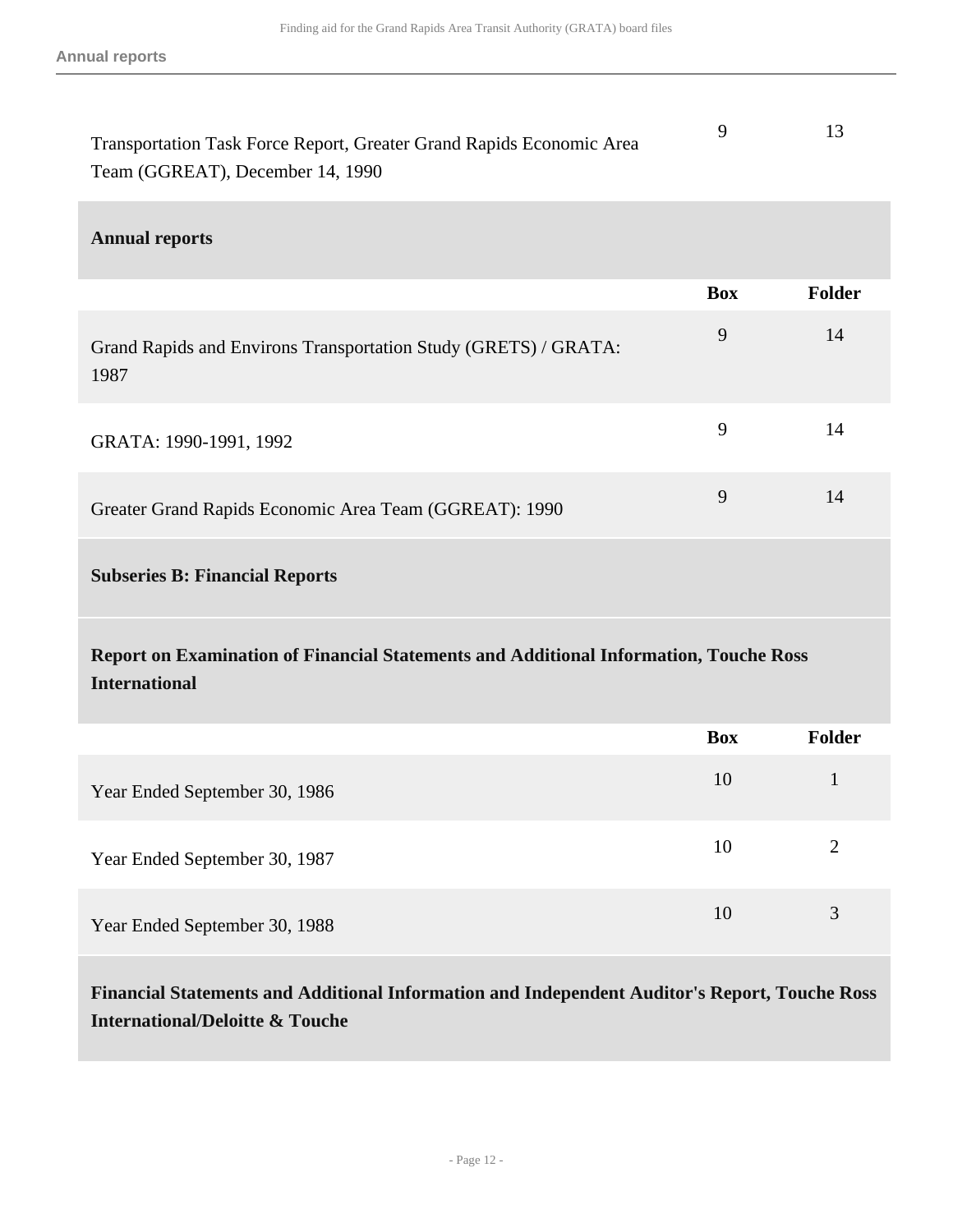| | Box | Folder |
|---|---|---|
| Transportation Task Force Report, Greater Grand Rapids Economic Area Team (GGREAT), December 14, 1990 | 9 | 13 |

### Annual reports

| | Box | Folder |
|---|---|---|
| Grand Rapids and Environs Transportation Study (GRETS) / GRATA: 1987 | 9 | 14 |
| GRATA: 1990-1991, 1992 | 9 | 14 |
| Greater Grand Rapids Economic Area Team (GGREAT): 1990 | 9 | 14 |

## Subseries B: Financial Reports

### Report on Examination of Financial Statements and Additional Information, Touche Ross International

| | Box | Folder |
|---|---|---|
| Year Ended September 30, 1986 | 10 | 1 |
| Year Ended September 30, 1987 | 10 | 2 |
| Year Ended September 30, 1988 | 10 | 3 |

### Financial Statements and Additional Information and Independent Auditor's Report, Touche Ross International/Deloitte & Touche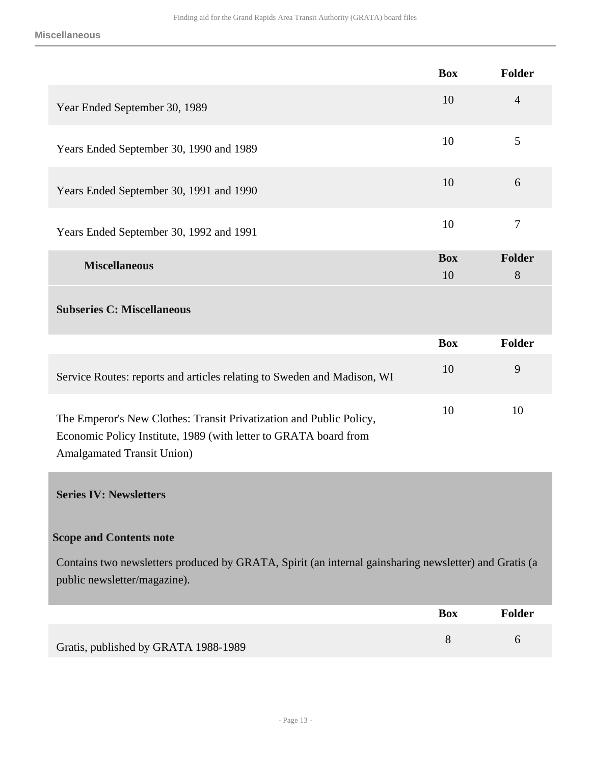| | Box | Folder |
|---|---|---|
| Year Ended September 30, 1989 | 10 | 4 |
| Years Ended September 30, 1990 and 1989 | 10 | 5 |
| Years Ended September 30, 1991 and 1990 | 10 | 6 |
| Years Ended September 30, 1992 and 1991 | 10 | 7 |

| | Box | Folder |
|---|---|---|
| **Miscellaneous** | 10 | 8 |

**Subseries C: Miscellaneous**

| | Box | Folder |
|---|---|---|
| Service Routes: reports and articles relating to Sweden and Madison, WI | 10 | 9 |
| The Emperor's New Clothes: Transit Privatization and Public Policy, Economic Policy Institute, 1989 (with letter to GRATA board from Amalgamated Transit Union) | 10 | 10 |

## Series IV: Newsletters

**Scope and Contents note**

Contains two newsletters produced by GRATA, Spirit (an internal gainsharing newsletter) and Gratis (a public newsletter/magazine).

| | Box | Folder |
|---|---|---|
| Gratis, published by GRATA 1988-1989 | 8 | 6 |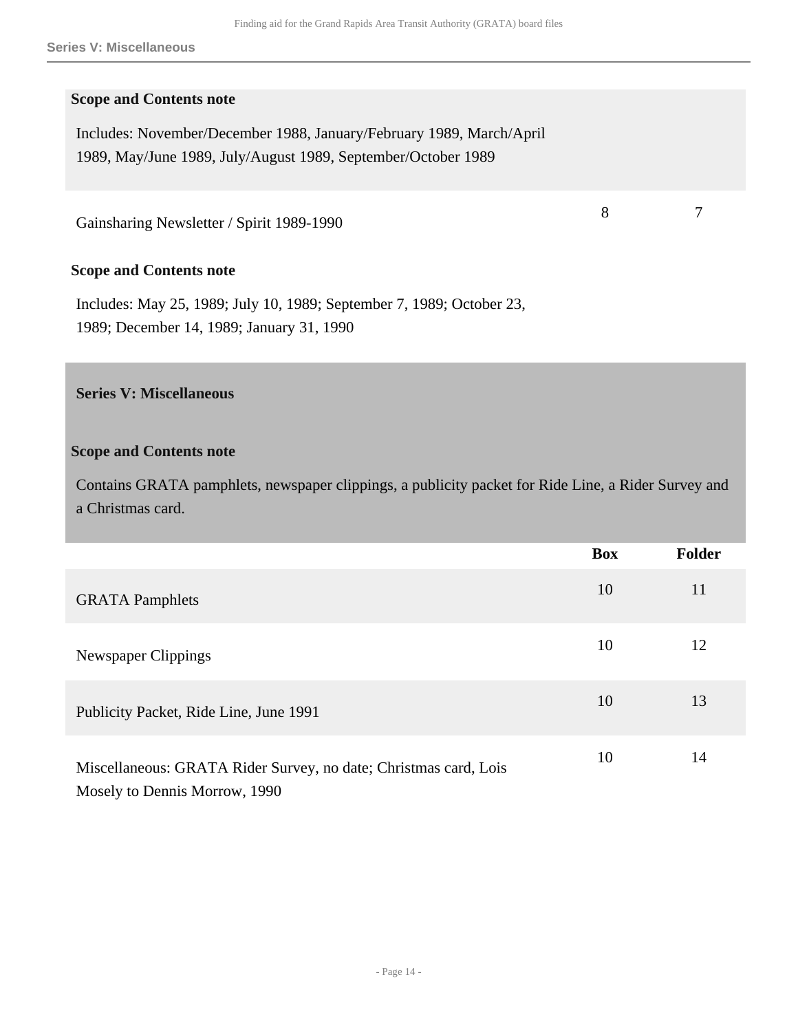**Scope and Contents note**

Includes: November/December 1988, January/February 1989, March/April 1989, May/June 1989, July/August 1989, September/October 1989

| | Box | Folder |
|---|---|---|
| Gainsharing Newsletter / Spirit 1989-1990 | 8 | 7 |

**Scope and Contents note**

Includes: May 25, 1989; July 10, 1989; September 7, 1989; October 23, 1989; December 14, 1989; January 31, 1990

## Series V: Miscellaneous

**Scope and Contents note**

Contains GRATA pamphlets, newspaper clippings, a publicity packet for Ride Line, a Rider Survey and a Christmas card.

| | Box | Folder |
|---|---|---|
| GRATA Pamphlets | 10 | 11 |
| Newspaper Clippings | 10 | 12 |
| Publicity Packet, Ride Line, June 1991 | 10 | 13 |
| Miscellaneous: GRATA Rider Survey, no date; Christmas card, Lois Mosely to Dennis Morrow, 1990 | 10 | 14 |